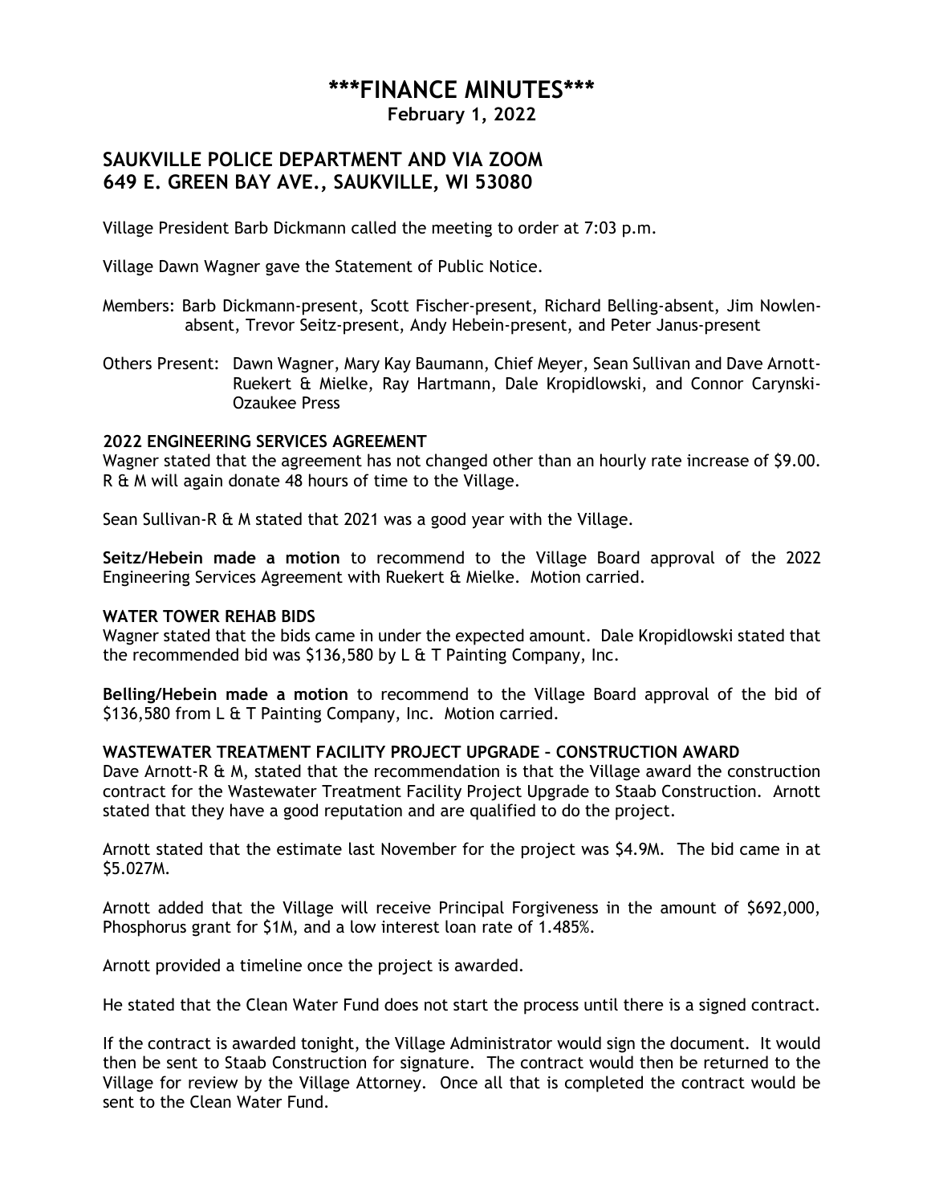# \*\*\*FINANCE MINUTES\*\*\*

**February 1, 2022**

## SAUKVILLE POLICE DEPARTMENT AND VIA ZOOM
## 649 E. GREEN BAY AVE., SAUKVILLE, WI 53080

Village President Barb Dickmann called the meeting to order at 7:03 p.m.

Village Dawn Wagner gave the Statement of Public Notice.

Members: Barb Dickmann-present, Scott Fischer-present, Richard Belling-absent, Jim Nowlen-absent, Trevor Seitz-present, Andy Hebein-present, and Peter Janus-present

Others Present: Dawn Wagner, Mary Kay Baumann, Chief Meyer, Sean Sullivan and Dave Arnott-Ruekert & Mielke, Ray Hartmann, Dale Kropidlowski, and Connor Carynski-Ozaukee Press

### 2022 ENGINEERING SERVICES AGREEMENT

Wagner stated that the agreement has not changed other than an hourly rate increase of $9.00. R & M will again donate 48 hours of time to the Village.

Sean Sullivan-R & M stated that 2021 was a good year with the Village.

**Seitz/Hebein made a motion** to recommend to the Village Board approval of the 2022 Engineering Services Agreement with Ruekert & Mielke. Motion carried.

### WATER TOWER REHAB BIDS

Wagner stated that the bids came in under the expected amount. Dale Kropidlowski stated that the recommended bid was $136,580 by L & T Painting Company, Inc.

**Belling/Hebein made a motion** to recommend to the Village Board approval of the bid of $136,580 from L & T Painting Company, Inc. Motion carried.

### WASTEWATER TREATMENT FACILITY PROJECT UPGRADE – CONSTRUCTION AWARD

Dave Arnott-R & M, stated that the recommendation is that the Village award the construction contract for the Wastewater Treatment Facility Project Upgrade to Staab Construction. Arnott stated that they have a good reputation and are qualified to do the project.

Arnott stated that the estimate last November for the project was $4.9M. The bid came in at $5.027M.

Arnott added that the Village will receive Principal Forgiveness in the amount of $692,000, Phosphorus grant for $1M, and a low interest loan rate of 1.485%.

Arnott provided a timeline once the project is awarded.

He stated that the Clean Water Fund does not start the process until there is a signed contract.

If the contract is awarded tonight, the Village Administrator would sign the document. It would then be sent to Staab Construction for signature. The contract would then be returned to the Village for review by the Village Attorney. Once all that is completed the contract would be sent to the Clean Water Fund.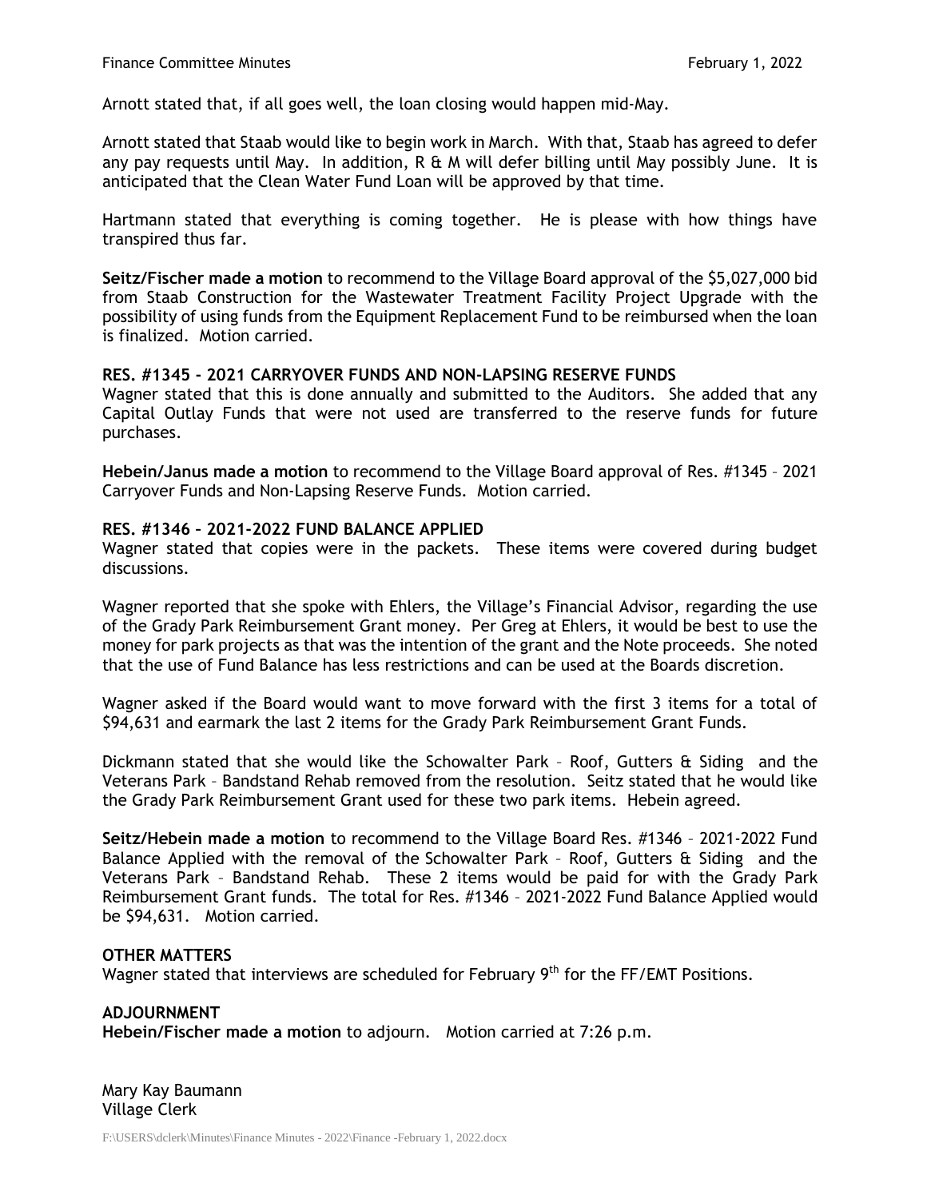Arnott stated that, if all goes well, the loan closing would happen mid-May.

Arnott stated that Staab would like to begin work in March. With that, Staab has agreed to defer any pay requests until May. In addition, R & M will defer billing until May possibly June. It is anticipated that the Clean Water Fund Loan will be approved by that time.

Hartmann stated that everything is coming together. He is please with how things have transpired thus far.

**Seitz/Fischer made a motion** to recommend to the Village Board approval of the $5,027,000 bid from Staab Construction for the Wastewater Treatment Facility Project Upgrade with the possibility of using funds from the Equipment Replacement Fund to be reimbursed when the loan is finalized. Motion carried.

**RES. #1345 - 2021 CARRYOVER FUNDS AND NON-LAPSING RESERVE FUNDS**

Wagner stated that this is done annually and submitted to the Auditors. She added that any Capital Outlay Funds that were not used are transferred to the reserve funds for future purchases.

**Hebein/Janus made a motion** to recommend to the Village Board approval of Res. #1345 – 2021 Carryover Funds and Non-Lapsing Reserve Funds. Motion carried.

**RES. #1346 – 2021-2022 FUND BALANCE APPLIED**

Wagner stated that copies were in the packets. These items were covered during budget discussions.

Wagner reported that she spoke with Ehlers, the Village's Financial Advisor, regarding the use of the Grady Park Reimbursement Grant money. Per Greg at Ehlers, it would be best to use the money for park projects as that was the intention of the grant and the Note proceeds. She noted that the use of Fund Balance has less restrictions and can be used at the Boards discretion.

Wagner asked if the Board would want to move forward with the first 3 items for a total of $94,631 and earmark the last 2 items for the Grady Park Reimbursement Grant Funds.

Dickmann stated that she would like the Schowalter Park – Roof, Gutters & Siding and the Veterans Park – Bandstand Rehab removed from the resolution. Seitz stated that he would like the Grady Park Reimbursement Grant used for these two park items. Hebein agreed.

**Seitz/Hebein made a motion** to recommend to the Village Board Res. #1346 – 2021-2022 Fund Balance Applied with the removal of the Schowalter Park – Roof, Gutters & Siding and the Veterans Park – Bandstand Rehab. These 2 items would be paid for with the Grady Park Reimbursement Grant funds. The total for Res. #1346 – 2021-2022 Fund Balance Applied would be $94,631. Motion carried.

**OTHER MATTERS**

Wagner stated that interviews are scheduled for February 9th for the FF/EMT Positions.

**ADJOURNMENT**

**Hebein/Fischer made a motion** to adjourn. Motion carried at 7:26 p.m.

Mary Kay Baumann
Village Clerk

F:\USERS\dclerk\Minutes\Finance Minutes - 2022\Finance -February 1, 2022.docx